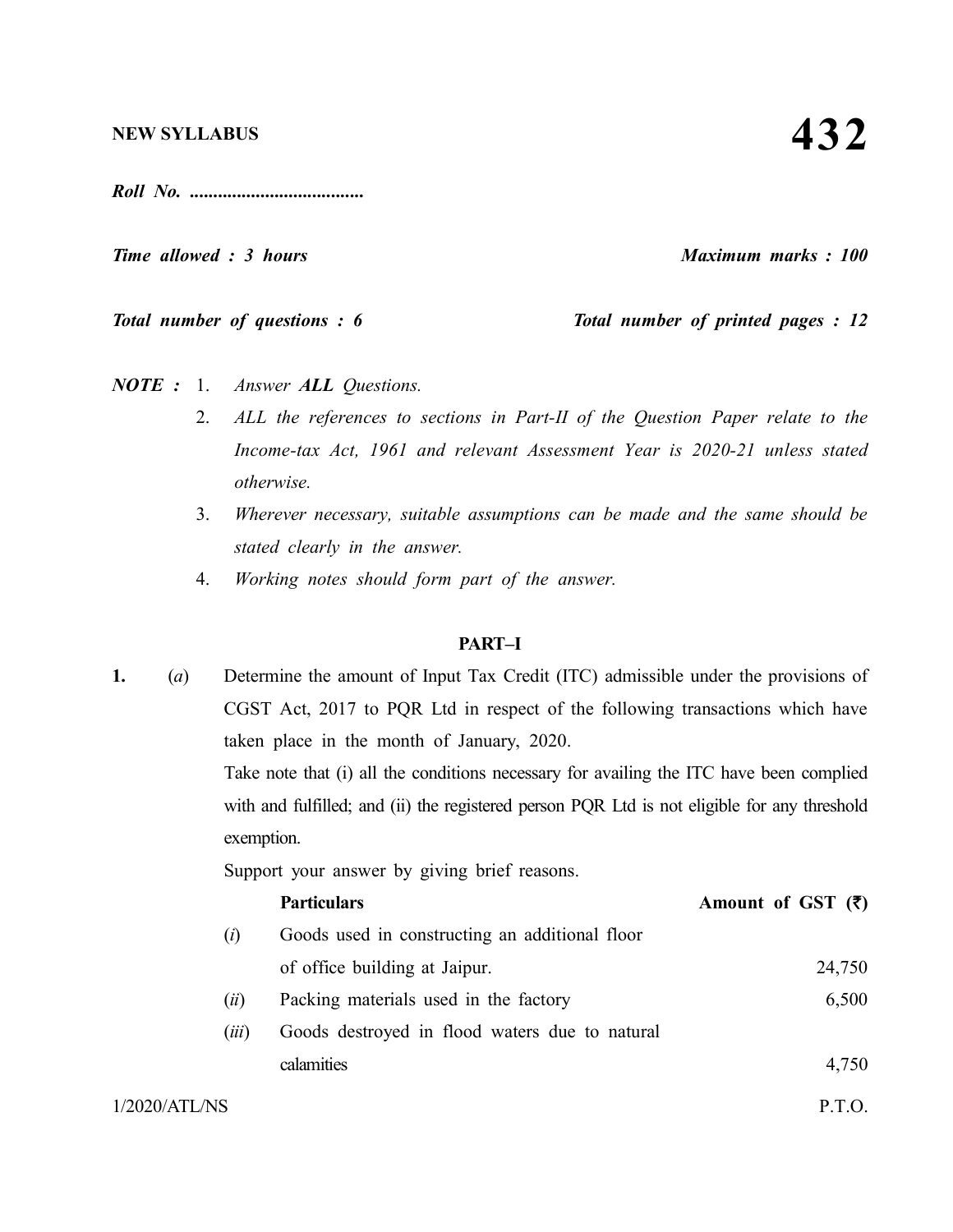**NEW SYLLABUS** **432**

***Roll No. .....................................***

***Time allowed : 3 hours*** ***Maximum marks : 100***

***Total number of questions : 6*** ***Total number of printed pages : 12***

***NOTE :*** 1. *Answer **ALL** Questions.*

2. *ALL the references to sections in Part-II of the Question Paper relate to the Income-tax Act, 1961 and relevant Assessment Year is 2020-21 unless stated otherwise.*

3. *Wherever necessary, suitable assumptions can be made and the same should be stated clearly in the answer.*

4. *Working notes should form part of the answer.*

## PART–I

**1.** (*a*) Determine the amount of Input Tax Credit (ITC) admissible under the provisions of CGST Act, 2017 to PQR Ltd in respect of the following transactions which have taken place in the month of January, 2020.

Take note that (i) all the conditions necessary for availing the ITC have been complied with and fulfilled; and (ii) the registered person PQR Ltd is not eligible for any threshold exemption.

Support your answer by giving brief reasons.

| | **Particulars** | **Amount of GST (₹)** |
|---|---|---|
| (*i*) | Goods used in constructing an additional floor of office building at Jaipur. | 24,750 |
| (*ii*) | Packing materials used in the factory | 6,500 |
| (*iii*) | Goods destroyed in flood waters due to natural calamities | 4,750 |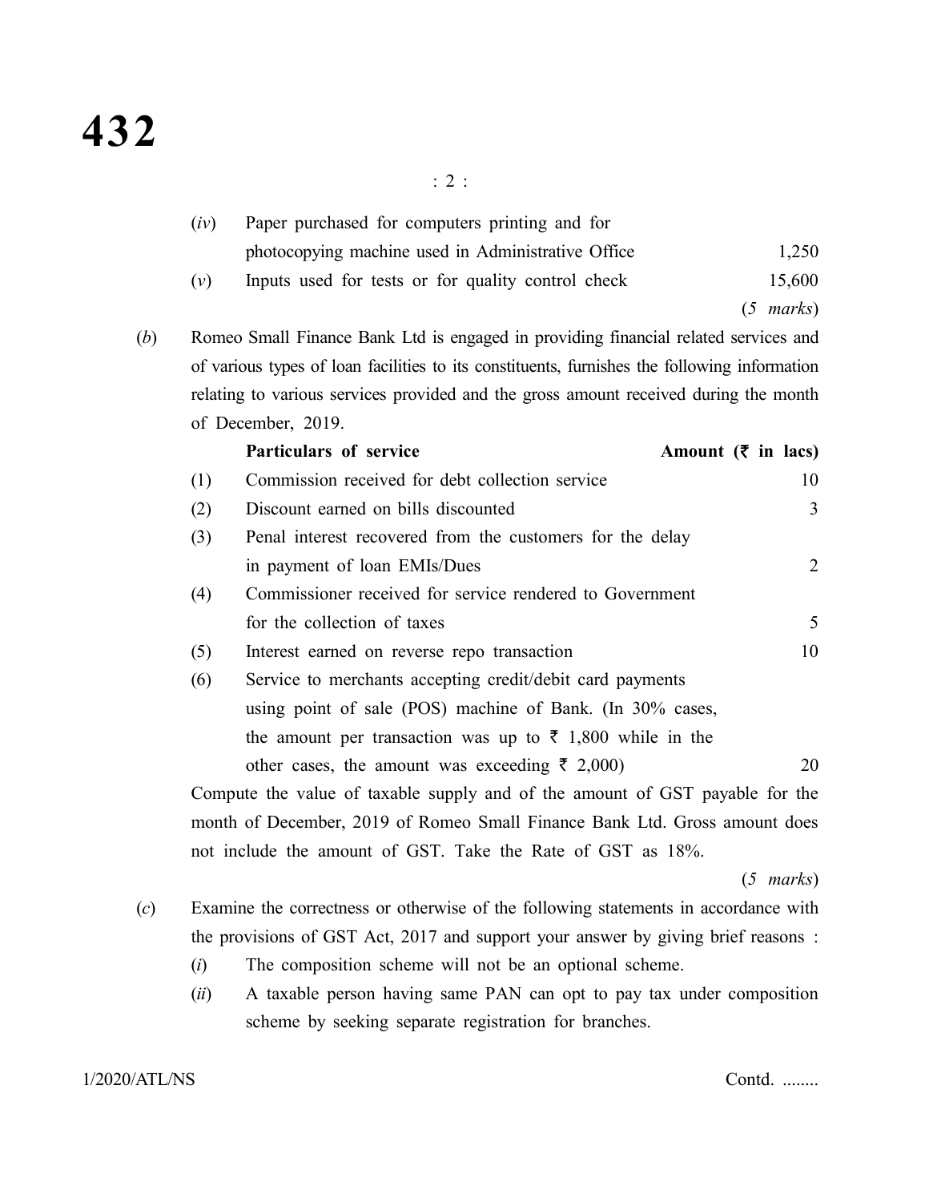| | | |
|---|---|---|
| (*iv*) | Paper purchased for computers printing and for photocopying machine used in Administrative Office | 1,250 |
| (*v*) | Inputs used for tests or for quality control check | 15,600 |

(*5 marks*)

(*b*) Romeo Small Finance Bank Ltd is engaged in providing financial related services and of various types of loan facilities to its constituents, furnishes the following information relating to various services provided and the gross amount received during the month of December, 2019.

| | **Particulars of service** | **Amount (₹ in lacs)** |
|---|---|---|
| (1) | Commission received for debt collection service | 10 |
| (2) | Discount earned on bills discounted | 3 |
| (3) | Penal interest recovered from the customers for the delay in payment of loan EMIs/Dues | 2 |
| (4) | Commissioner received for service rendered to Government for the collection of taxes | 5 |
| (5) | Interest earned on reverse repo transaction | 10 |
| (6) | Service to merchants accepting credit/debit card payments using point of sale (POS) machine of Bank. (In 30% cases, the amount per transaction was up to ₹ 1,800 while in the other cases, the amount was exceeding ₹ 2,000) | 20 |

Compute the value of taxable supply and of the amount of GST payable for the month of December, 2019 of Romeo Small Finance Bank Ltd. Gross amount does not include the amount of GST. Take the Rate of GST as 18%.

(*5 marks*)

(*c*) Examine the correctness or otherwise of the following statements in accordance with the provisions of GST Act, 2017 and support your answer by giving brief reasons :

(*i*) The composition scheme will not be an optional scheme.

(*ii*) A taxable person having same PAN can opt to pay tax under composition scheme by seeking separate registration for branches.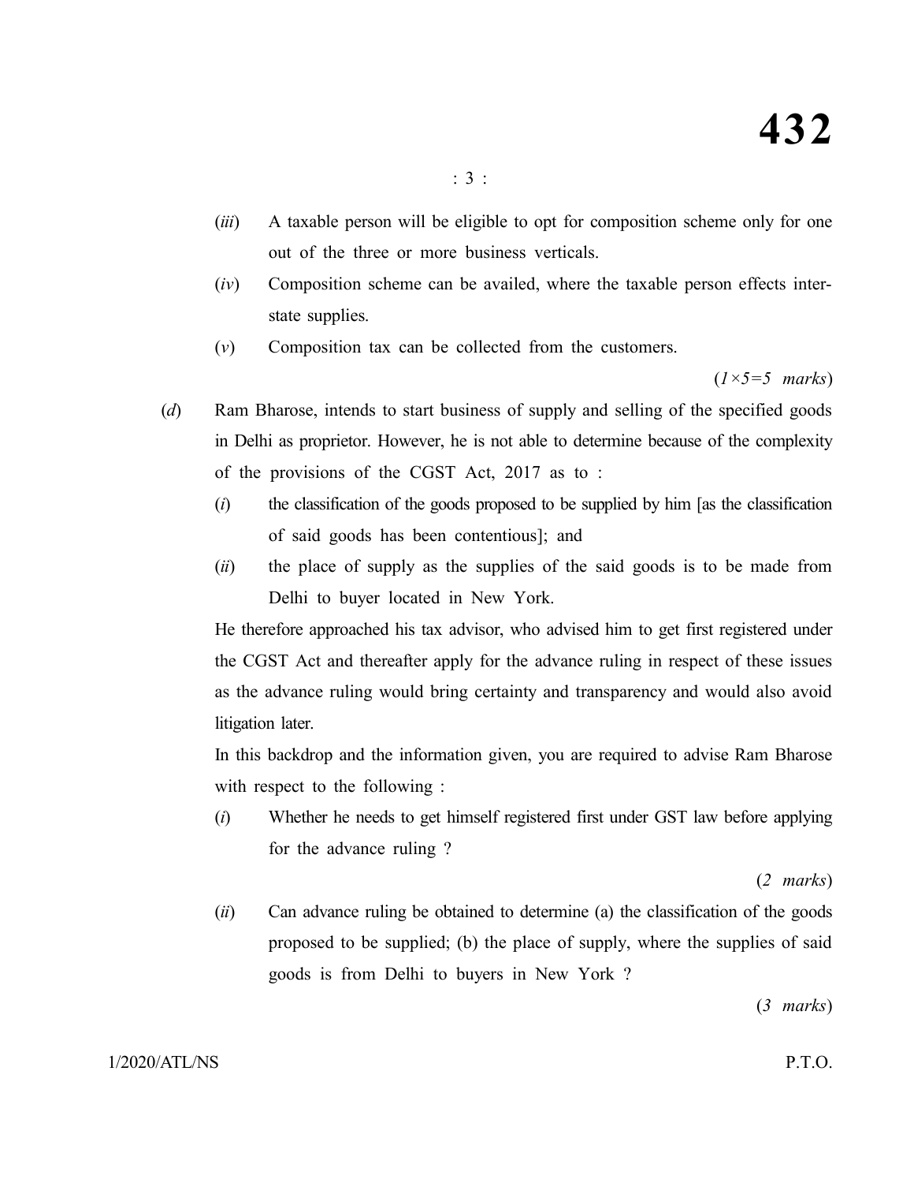(*iii*) A taxable person will be eligible to opt for composition scheme only for one out of the three or more business verticals.

(*iv*) Composition scheme can be availed, where the taxable person effects inter-state supplies.

(*v*) Composition tax can be collected from the customers.

(*1×5=5 marks*)

(*d*) Ram Bharose, intends to start business of supply and selling of the specified goods in Delhi as proprietor. However, he is not able to determine because of the complexity of the provisions of the CGST Act, 2017 as to :

(*i*) the classification of the goods proposed to be supplied by him [as the classification of said goods has been contentious]; and

(*ii*) the place of supply as the supplies of the said goods is to be made from Delhi to buyer located in New York.

He therefore approached his tax advisor, who advised him to get first registered under the CGST Act and thereafter apply for the advance ruling in respect of these issues as the advance ruling would bring certainty and transparency and would also avoid litigation later.

In this backdrop and the information given, you are required to advise Ram Bharose with respect to the following :

(*i*) Whether he needs to get himself registered first under GST law before applying for the advance ruling ?

(*2 marks*)

(*ii*) Can advance ruling be obtained to determine (a) the classification of the goods proposed to be supplied; (b) the place of supply, where the supplies of said goods is from Delhi to buyers in New York ?

(*3 marks*)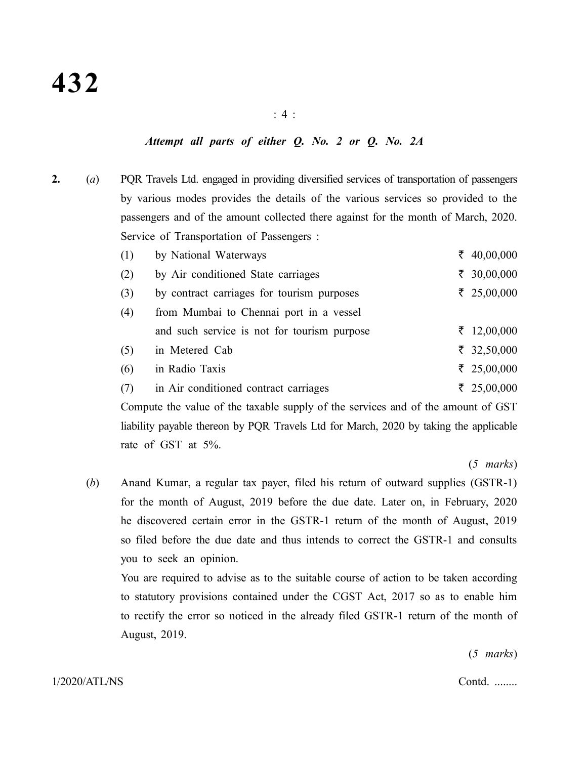*Attempt all parts of either Q. No. 2 or Q. No. 2A*

**2.** (*a*) PQR Travels Ltd. engaged in providing diversified services of transportation of passengers by various modes provides the details of the various services so provided to the passengers and of the amount collected there against for the month of March, 2020.

Service of Transportation of Passengers :

| | | |
|---|---|---|
| (1) | by National Waterways | ₹ 40,00,000 |
| (2) | by Air conditioned State carriages | ₹ 30,00,000 |
| (3) | by contract carriages for tourism purposes | ₹ 25,00,000 |
| (4) | from Mumbai to Chennai port in a vessel and such service is not for tourism purpose | ₹ 12,00,000 |
| (5) | in Metered Cab | ₹ 32,50,000 |
| (6) | in Radio Taxis | ₹ 25,00,000 |
| (7) | in Air conditioned contract carriages | ₹ 25,00,000 |

Compute the value of the taxable supply of the services and of the amount of GST liability payable thereon by PQR Travels Ltd for March, 2020 by taking the applicable rate of GST at 5%.

(*5 marks*)

(*b*) Anand Kumar, a regular tax payer, filed his return of outward supplies (GSTR-1) for the month of August, 2019 before the due date. Later on, in February, 2020 he discovered certain error in the GSTR-1 return of the month of August, 2019 so filed before the due date and thus intends to correct the GSTR-1 and consults you to seek an opinion.

You are required to advise as to the suitable course of action to be taken according to statutory provisions contained under the CGST Act, 2017 so as to enable him to rectify the error so noticed in the already filed GSTR-1 return of the month of August, 2019.

(*5 marks*)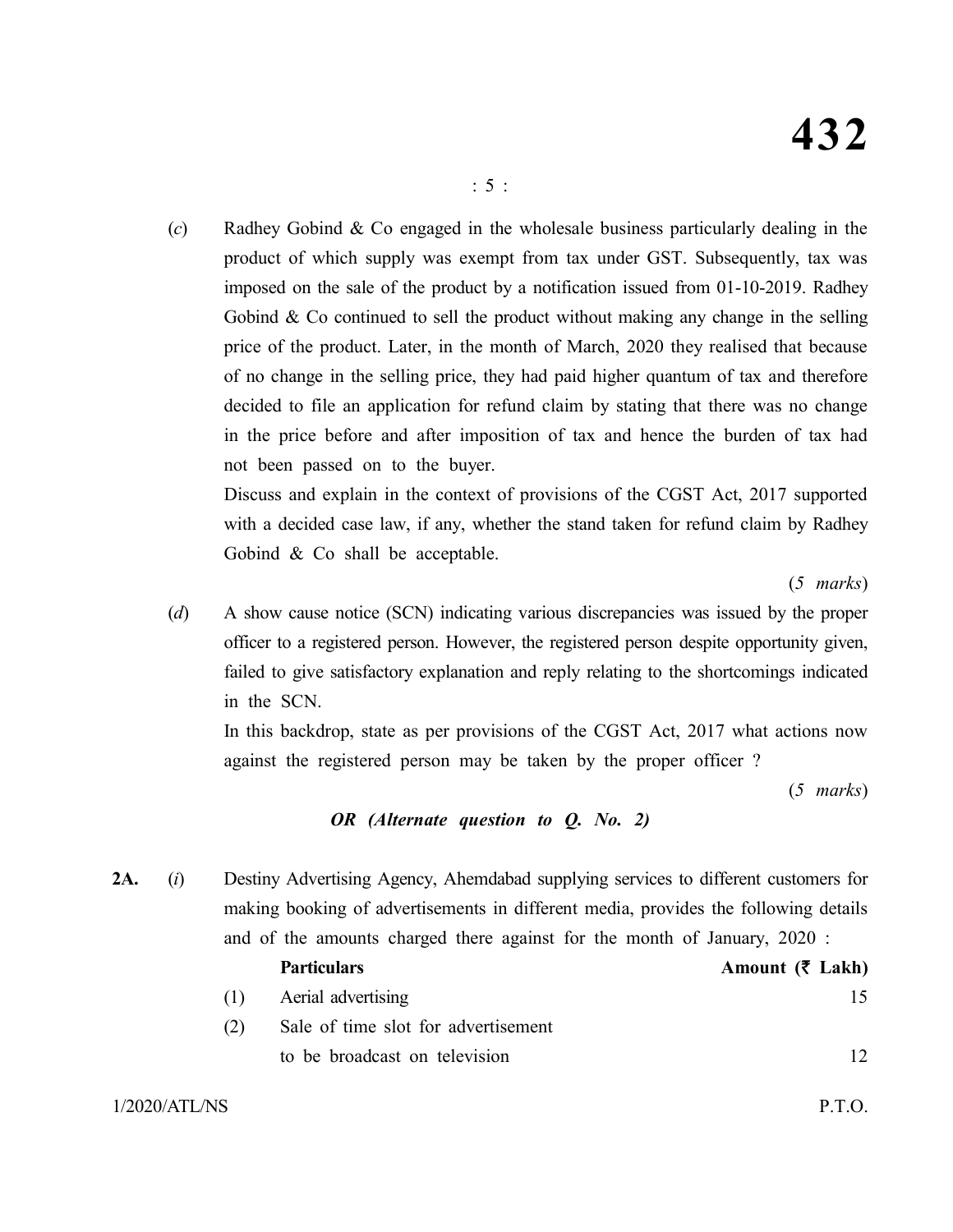(*c*) Radhey Gobind & Co engaged in the wholesale business particularly dealing in the product of which supply was exempt from tax under GST. Subsequently, tax was imposed on the sale of the product by a notification issued from 01-10-2019. Radhey Gobind & Co continued to sell the product without making any change in the selling price of the product. Later, in the month of March, 2020 they realised that because of no change in the selling price, they had paid higher quantum of tax and therefore decided to file an application for refund claim by stating that there was no change in the price before and after imposition of tax and hence the burden of tax had not been passed on to the buyer.

Discuss and explain in the context of provisions of the CGST Act, 2017 supported with a decided case law, if any, whether the stand taken for refund claim by Radhey Gobind & Co shall be acceptable.

(*5 marks*)

(*d*) A show cause notice (SCN) indicating various discrepancies was issued by the proper officer to a registered person. However, the registered person despite opportunity given, failed to give satisfactory explanation and reply relating to the shortcomings indicated in the SCN.

In this backdrop, state as per provisions of the CGST Act, 2017 what actions now against the registered person may be taken by the proper officer ?

(*5 marks*)

***OR (Alternate question to Q. No. 2)***

**2A.** (*i*) Destiny Advertising Agency, Ahemdabad supplying services to different customers for making booking of advertisements in different media, provides the following details and of the amounts charged there against for the month of January, 2020 :

| | **Particulars** | **Amount (₹ Lakh)** |
|---|---|---|
| (1) | Aerial advertising | 15 |
| (2) | Sale of time slot for advertisement to be broadcast on television | 12 |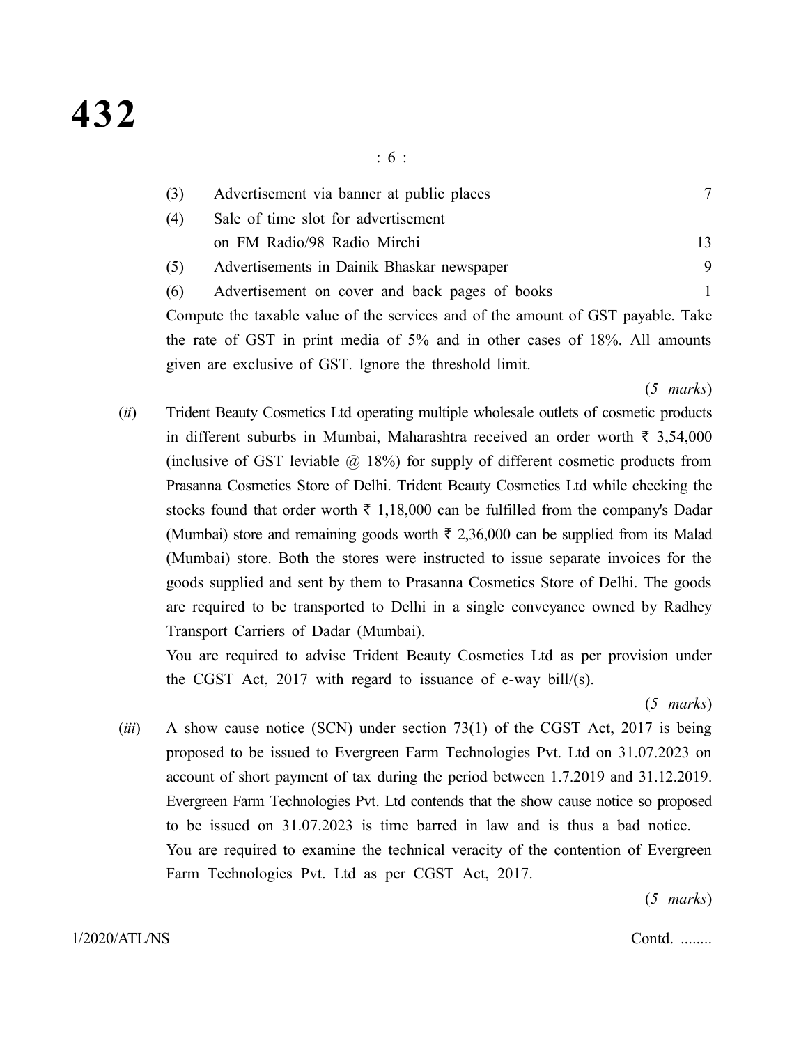| | | |
|---|---|---|
| (3) | Advertisement via banner at public places | 7 |
| (4) | Sale of time slot for advertisement on FM Radio/98 Radio Mirchi | 13 |
| (5) | Advertisements in Dainik Bhaskar newspaper | 9 |
| (6) | Advertisement on cover and back pages of books | 1 |

Compute the taxable value of the services and of the amount of GST payable. Take the rate of GST in print media of 5% and in other cases of 18%. All amounts given are exclusive of GST. Ignore the threshold limit.

(*5 marks*)

(*ii*) Trident Beauty Cosmetics Ltd operating multiple wholesale outlets of cosmetic products in different suburbs in Mumbai, Maharashtra received an order worth ₹ 3,54,000 (inclusive of GST leviable @ 18%) for supply of different cosmetic products from Prasanna Cosmetics Store of Delhi. Trident Beauty Cosmetics Ltd while checking the stocks found that order worth ₹ 1,18,000 can be fulfilled from the company's Dadar (Mumbai) store and remaining goods worth ₹ 2,36,000 can be supplied from its Malad (Mumbai) store. Both the stores were instructed to issue separate invoices for the goods supplied and sent by them to Prasanna Cosmetics Store of Delhi. The goods are required to be transported to Delhi in a single conveyance owned by Radhey Transport Carriers of Dadar (Mumbai).

You are required to advise Trident Beauty Cosmetics Ltd as per provision under the CGST Act, 2017 with regard to issuance of e-way bill/(s).

(*5 marks*)

(*iii*) A show cause notice (SCN) under section 73(1) of the CGST Act, 2017 is being proposed to be issued to Evergreen Farm Technologies Pvt. Ltd on 31.07.2023 on account of short payment of tax during the period between 1.7.2019 and 31.12.2019. Evergreen Farm Technologies Pvt. Ltd contends that the show cause notice so proposed to be issued on 31.07.2023 is time barred in law and is thus a bad notice.

You are required to examine the technical veracity of the contention of Evergreen Farm Technologies Pvt. Ltd as per CGST Act, 2017.

(*5 marks*)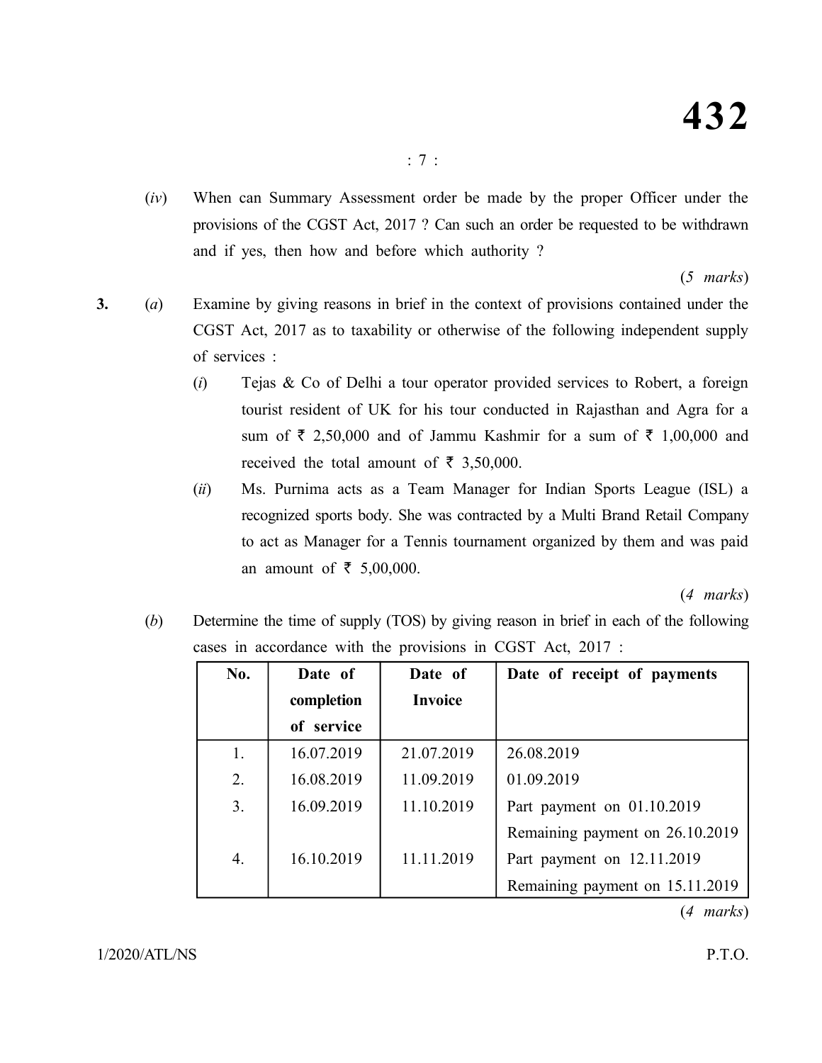(*iv*) When can Summary Assessment order be made by the proper Officer under the provisions of the CGST Act, 2017 ? Can such an order be requested to be withdrawn and if yes, then how and before which authority ?

(*5 marks*)

**3.** (*a*) Examine by giving reasons in brief in the context of provisions contained under the CGST Act, 2017 as to taxability or otherwise of the following independent supply of services :

(*i*) Tejas & Co of Delhi a tour operator provided services to Robert, a foreign tourist resident of UK for his tour conducted in Rajasthan and Agra for a sum of ₹ 2,50,000 and of Jammu Kashmir for a sum of ₹ 1,00,000 and received the total amount of ₹ 3,50,000.

(*ii*) Ms. Purnima acts as a Team Manager for Indian Sports League (ISL) a recognized sports body. She was contracted by a Multi Brand Retail Company to act as Manager for a Tennis tournament organized by them and was paid an amount of ₹ 5,00,000.

(*4 marks*)

(*b*) Determine the time of supply (TOS) by giving reason in brief in each of the following cases in accordance with the provisions in CGST Act, 2017 :

| No. | Date of completion of service | Date of Invoice | Date of receipt of payments |
|---|---|---|---|
| 1. | 16.07.2019 | 21.07.2019 | 26.08.2019 |
| 2. | 16.08.2019 | 11.09.2019 | 01.09.2019 |
| 3. | 16.09.2019 | 11.10.2019 | Part payment on 01.10.2019<br>Remaining payment on 26.10.2019 |
| 4. | 16.10.2019 | 11.11.2019 | Part payment on 12.11.2019<br>Remaining payment on 15.11.2019 |

(*4 marks*)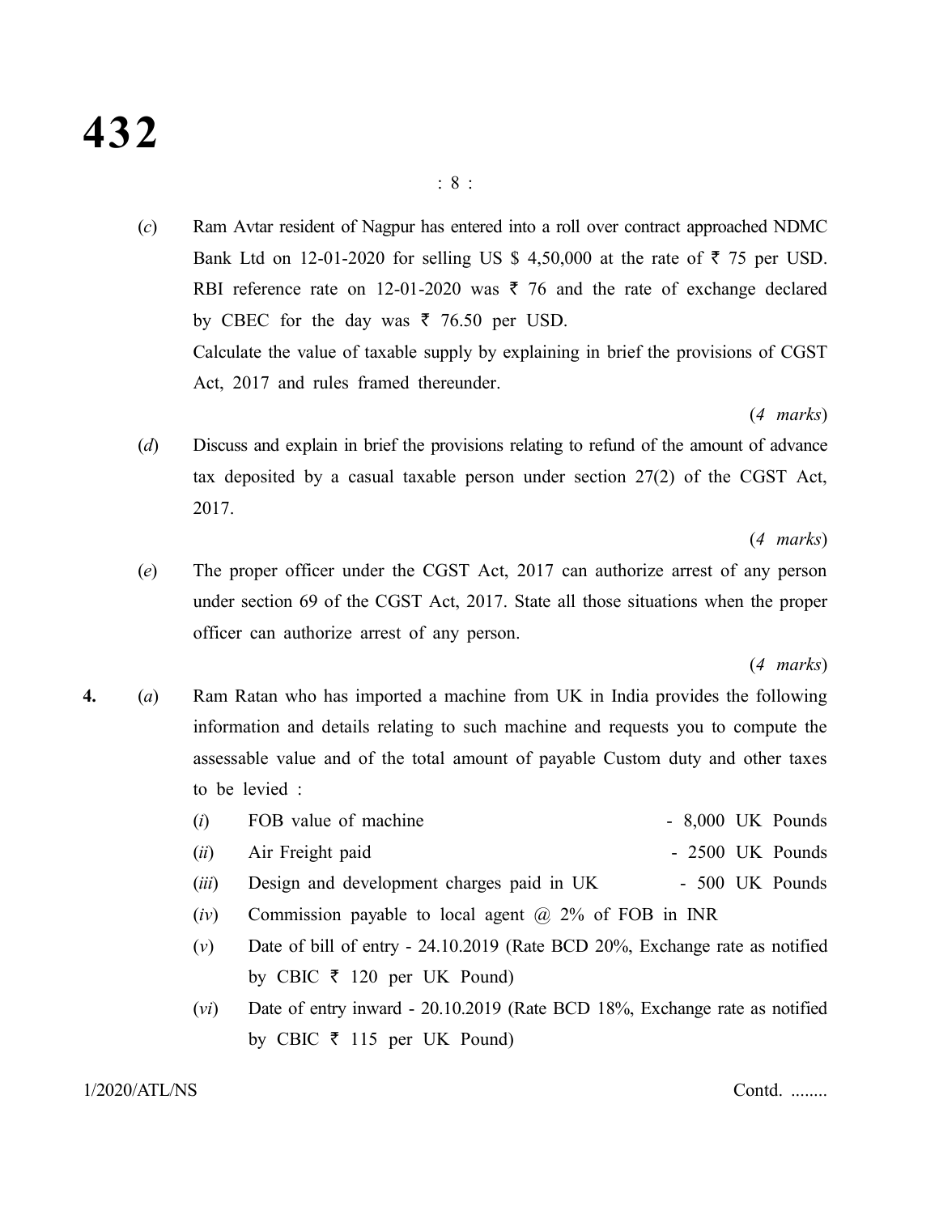(*c*) Ram Avtar resident of Nagpur has entered into a roll over contract approached NDMC Bank Ltd on 12-01-2020 for selling US $ 4,50,000 at the rate of ₹ 75 per USD. RBI reference rate on 12-01-2020 was ₹ 76 and the rate of exchange declared by CBEC for the day was ₹ 76.50 per USD.

Calculate the value of taxable supply by explaining in brief the provisions of CGST Act, 2017 and rules framed thereunder.

(*4 marks*)

(*d*) Discuss and explain in brief the provisions relating to refund of the amount of advance tax deposited by a casual taxable person under section 27(2) of the CGST Act, 2017.

(*4 marks*)

(*e*) The proper officer under the CGST Act, 2017 can authorize arrest of any person under section 69 of the CGST Act, 2017. State all those situations when the proper officer can authorize arrest of any person.

(*4 marks*)

**4.** (*a*) Ram Ratan who has imported a machine from UK in India provides the following information and details relating to such machine and requests you to compute the assessable value and of the total amount of payable Custom duty and other taxes to be levied :

(*i*) FOB value of machine - 8,000 UK Pounds

(*ii*) Air Freight paid - 2500 UK Pounds

(*iii*) Design and development charges paid in UK - 500 UK Pounds

(*iv*) Commission payable to local agent @ 2% of FOB in INR

(*v*) Date of bill of entry - 24.10.2019 (Rate BCD 20%, Exchange rate as notified by CBIC ₹ 120 per UK Pound)

(*vi*) Date of entry inward - 20.10.2019 (Rate BCD 18%, Exchange rate as notified by CBIC ₹ 115 per UK Pound)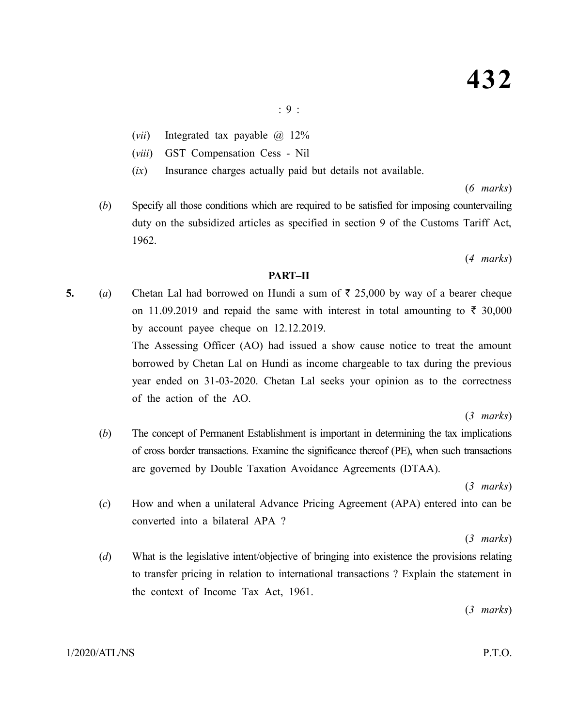(*vii*) Integrated tax payable @ 12%

(*viii*) GST Compensation Cess - Nil

(*ix*) Insurance charges actually paid but details not available.

(*6 marks*)

(*b*) Specify all those conditions which are required to be satisfied for imposing countervailing duty on the subsidized articles as specified in section 9 of the Customs Tariff Act, 1962.

(*4 marks*)

**PART–II**

**5.** (*a*) Chetan Lal had borrowed on Hundi a sum of ₹ 25,000 by way of a bearer cheque on 11.09.2019 and repaid the same with interest in total amounting to ₹ 30,000 by account payee cheque on 12.12.2019.

The Assessing Officer (AO) had issued a show cause notice to treat the amount borrowed by Chetan Lal on Hundi as income chargeable to tax during the previous year ended on 31-03-2020. Chetan Lal seeks your opinion as to the correctness of the action of the AO.

(*3 marks*)

(*b*) The concept of Permanent Establishment is important in determining the tax implications of cross border transactions. Examine the significance thereof (PE), when such transactions are governed by Double Taxation Avoidance Agreements (DTAA).

(*3 marks*)

(*c*) How and when a unilateral Advance Pricing Agreement (APA) entered into can be converted into a bilateral APA ?

(*3 marks*)

(*d*) What is the legislative intent/objective of bringing into existence the provisions relating to transfer pricing in relation to international transactions ? Explain the statement in the context of Income Tax Act, 1961.

(*3 marks*)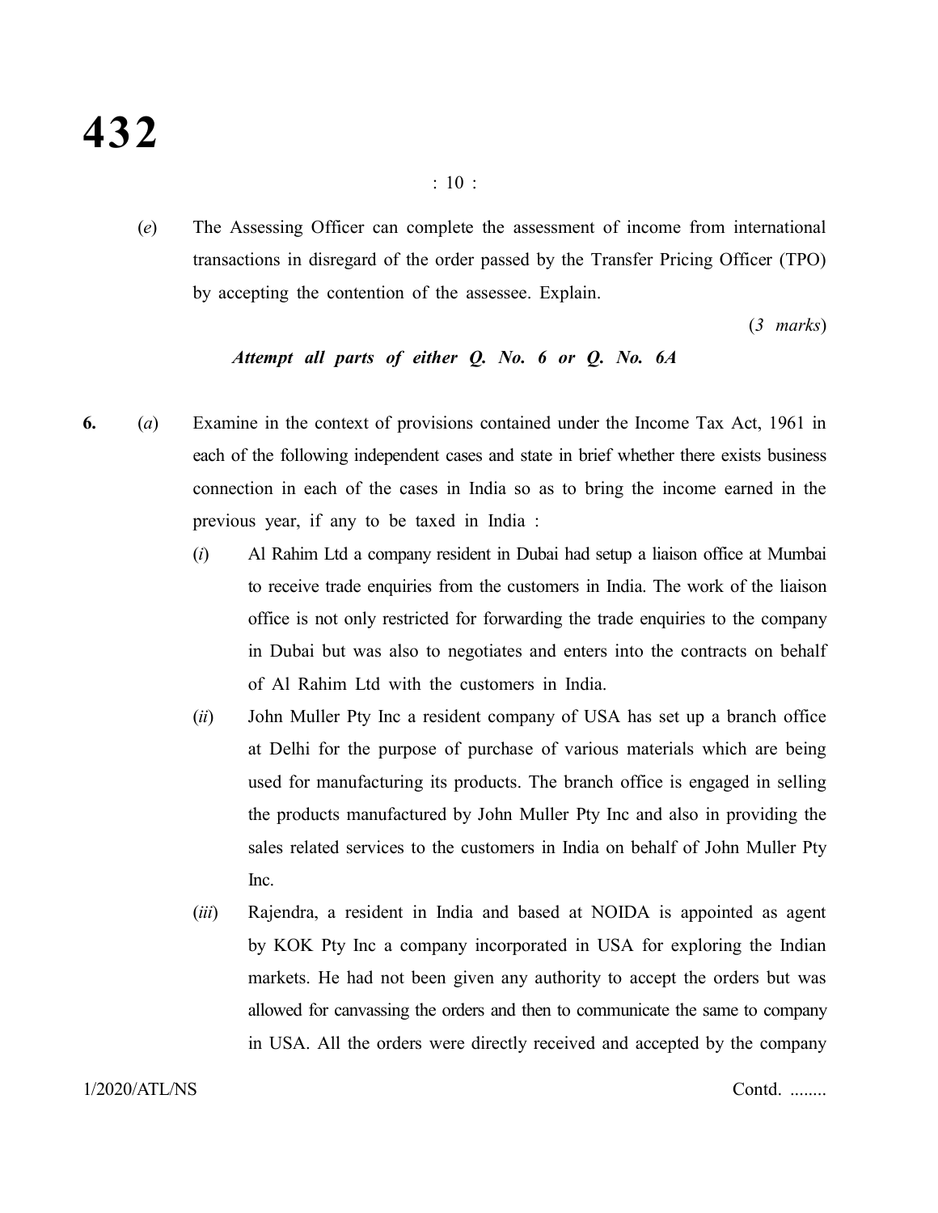(*e*) The Assessing Officer can complete the assessment of income from international transactions in disregard of the order passed by the Transfer Pricing Officer (TPO) by accepting the contention of the assessee. Explain.

(*3 marks*)

***Attempt all parts of either Q. No. 6 or Q. No. 6A***

**6.** (*a*) Examine in the context of provisions contained under the Income Tax Act, 1961 in each of the following independent cases and state in brief whether there exists business connection in each of the cases in India so as to bring the income earned in the previous year, if any to be taxed in India :

(*i*) Al Rahim Ltd a company resident in Dubai had setup a liaison office at Mumbai to receive trade enquiries from the customers in India. The work of the liaison office is not only restricted for forwarding the trade enquiries to the company in Dubai but was also to negotiates and enters into the contracts on behalf of Al Rahim Ltd with the customers in India.

(*ii*) John Muller Pty Inc a resident company of USA has set up a branch office at Delhi for the purpose of purchase of various materials which are being used for manufacturing its products. The branch office is engaged in selling the products manufactured by John Muller Pty Inc and also in providing the sales related services to the customers in India on behalf of John Muller Pty Inc.

(*iii*) Rajendra, a resident in India and based at NOIDA is appointed as agent by KOK Pty Inc a company incorporated in USA for exploring the Indian markets. He had not been given any authority to accept the orders but was allowed for canvassing the orders and then to communicate the same to company in USA. All the orders were directly received and accepted by the company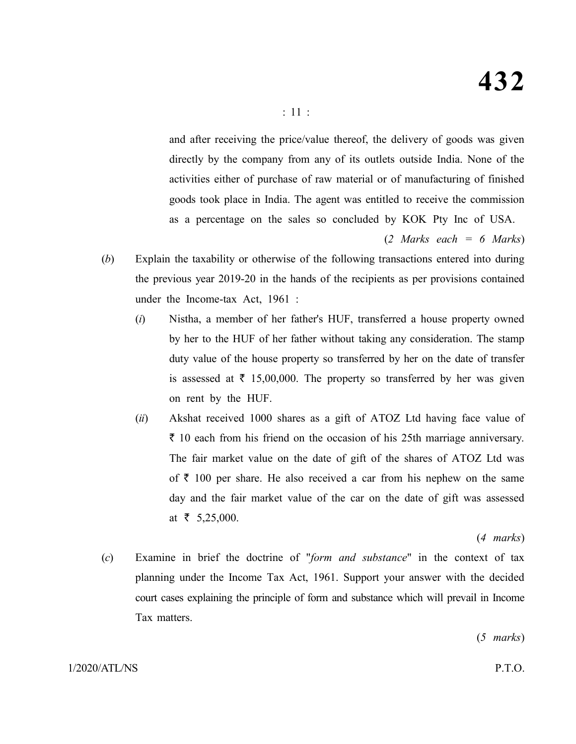and after receiving the price/value thereof, the delivery of goods was given directly by the company from any of its outlets outside India. None of the activities either of purchase of raw material or of manufacturing of finished goods took place in India. The agent was entitled to receive the commission as a percentage on the sales so concluded by KOK Pty Inc of USA.

(*2 Marks each = 6 Marks*)

(*b*) Explain the taxability or otherwise of the following transactions entered into during the previous year 2019-20 in the hands of the recipients as per provisions contained under the Income-tax Act, 1961 :

(*i*) Nistha, a member of her father's HUF, transferred a house property owned by her to the HUF of her father without taking any consideration. The stamp duty value of the house property so transferred by her on the date of transfer is assessed at ₹ 15,00,000. The property so transferred by her was given on rent by the HUF.

(*ii*) Akshat received 1000 shares as a gift of ATOZ Ltd having face value of ₹ 10 each from his friend on the occasion of his 25th marriage anniversary. The fair market value on the date of gift of the shares of ATOZ Ltd was of ₹ 100 per share. He also received a car from his nephew on the same day and the fair market value of the car on the date of gift was assessed at ₹ 5,25,000.

(*4 marks*)

(*c*) Examine in brief the doctrine of "*form and substance*" in the context of tax planning under the Income Tax Act, 1961. Support your answer with the decided court cases explaining the principle of form and substance which will prevail in Income Tax matters.

(*5 marks*)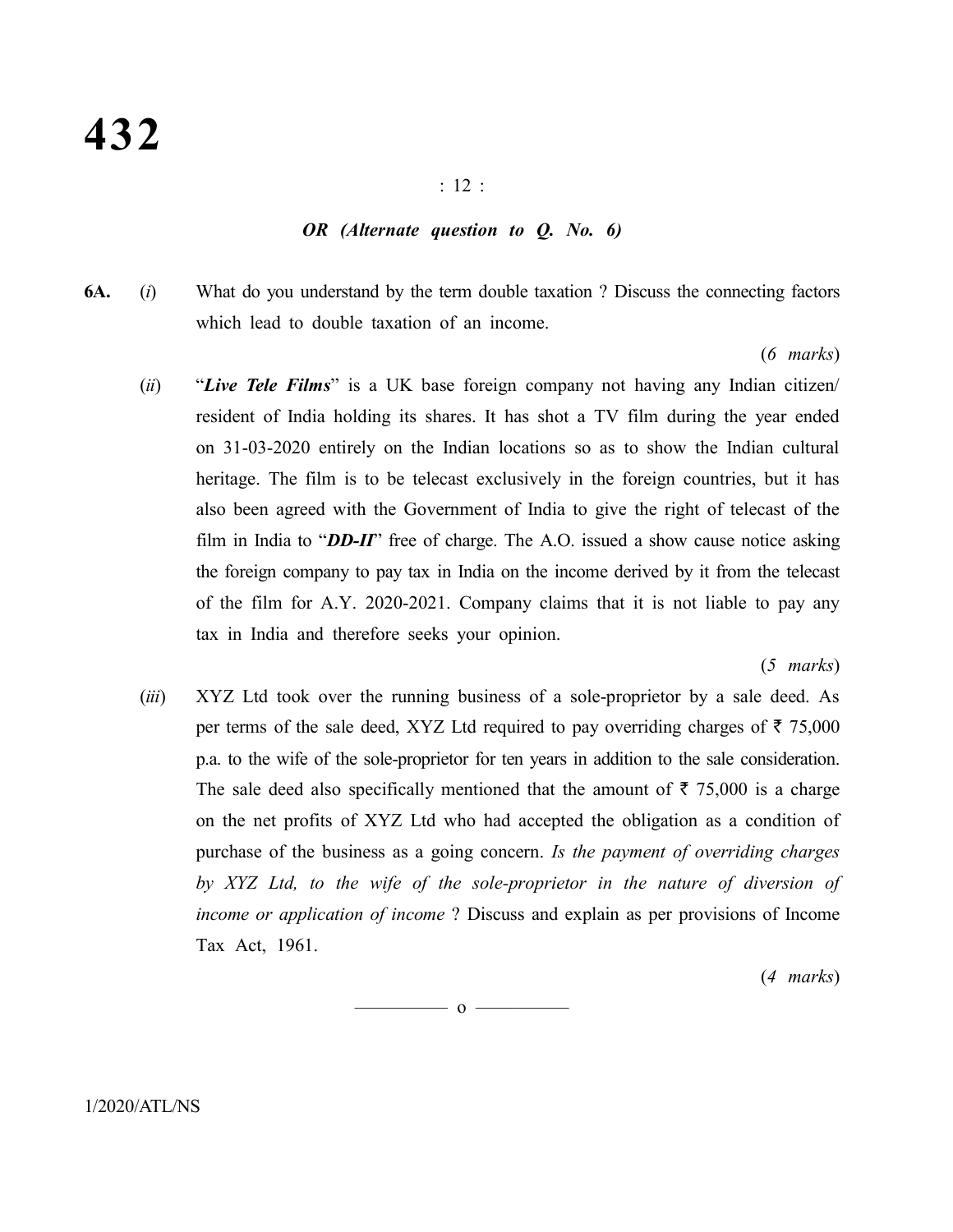*OR (Alternate question to Q. No. 6)*

**6A.** (*i*) What do you understand by the term double taxation ? Discuss the connecting factors which lead to double taxation of an income.

(*6 marks*)

(*ii*) "***Live Tele Films***" is a UK base foreign company not having any Indian citizen/ resident of India holding its shares. It has shot a TV film during the year ended on 31-03-2020 entirely on the Indian locations so as to show the Indian cultural heritage. The film is to be telecast exclusively in the foreign countries, but it has also been agreed with the Government of India to give the right of telecast of the film in India to "***DD-II***" free of charge. The A.O. issued a show cause notice asking the foreign company to pay tax in India on the income derived by it from the telecast of the film for A.Y. 2020-2021. Company claims that it is not liable to pay any tax in India and therefore seeks your opinion.

(*5 marks*)

(*iii*) XYZ Ltd took over the running business of a sole-proprietor by a sale deed. As per terms of the sale deed, XYZ Ltd required to pay overriding charges of ₹ 75,000 p.a. to the wife of the sole-proprietor for ten years in addition to the sale consideration. The sale deed also specifically mentioned that the amount of ₹ 75,000 is a charge on the net profits of XYZ Ltd who had accepted the obligation as a condition of purchase of the business as a going concern. *Is the payment of overriding charges by XYZ Ltd, to the wife of the sole-proprietor in the nature of diversion of income or application of income* ? Discuss and explain as per provisions of Income Tax Act, 1961.

(*4 marks*)

—————— o ——————